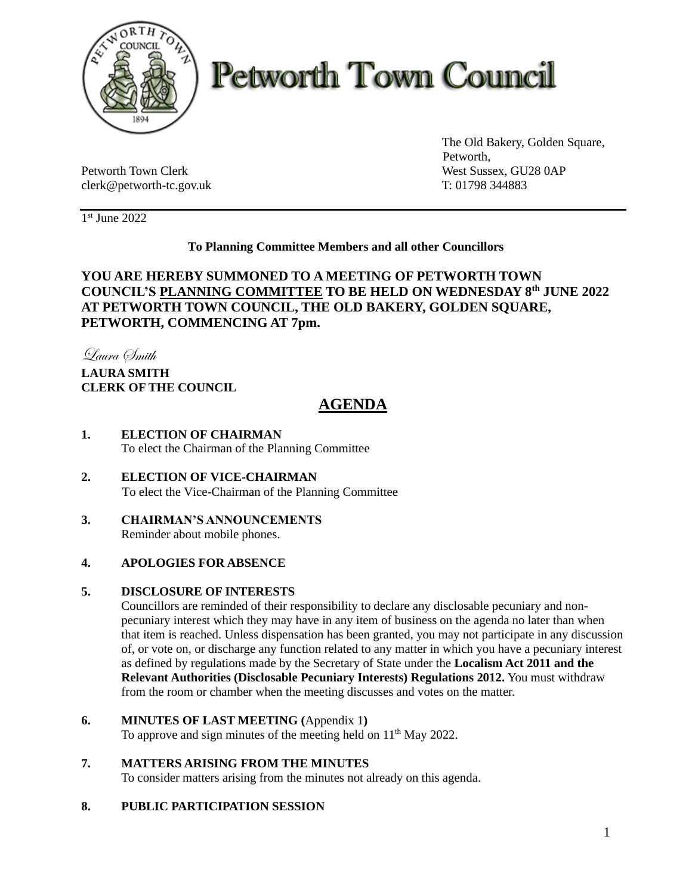# Petworth Town Council

Petworth Town Clerk
clerk@petworth-tc.gov.uk

The Old Bakery, Golden Square,
Petworth,
West Sussex, GU28 0AP
T: 01798 344883

1st June 2022

**To Planning Committee Members and all other Councillors**

**YOU ARE HEREBY SUMMONED TO A MEETING OF PETWORTH TOWN COUNCIL'S PLANNING COMMITTEE TO BE HELD ON WEDNESDAY 8th JUNE 2022 AT PETWORTH TOWN COUNCIL, THE OLD BAKERY, GOLDEN SQUARE, PETWORTH, COMMENCING AT 7pm.**

*Laura Smith*

**LAURA SMITH**
**CLERK OF THE COUNCIL**

## AGENDA

**1. ELECTION OF CHAIRMAN**
To elect the Chairman of the Planning Committee

**2. ELECTION OF VICE-CHAIRMAN**
To elect the Vice-Chairman of the Planning Committee

**3. CHAIRMAN'S ANNOUNCEMENTS**
Reminder about mobile phones.

**4. APOLOGIES FOR ABSENCE**

**5. DISCLOSURE OF INTERESTS**
Councillors are reminded of their responsibility to declare any disclosable pecuniary and non-pecuniary interest which they may have in any item of business on the agenda no later than when that item is reached. Unless dispensation has been granted, you may not participate in any discussion of, or vote on, or discharge any function related to any matter in which you have a pecuniary interest as defined by regulations made by the Secretary of State under the **Localism Act 2011 and the Relevant Authorities (Disclosable Pecuniary Interests) Regulations 2012.** You must withdraw from the room or chamber when the meeting discusses and votes on the matter.

**6. MINUTES OF LAST MEETING (**Appendix 1**)**
To approve and sign minutes of the meeting held on 11th May 2022.

**7. MATTERS ARISING FROM THE MINUTES**
To consider matters arising from the minutes not already on this agenda.

**8. PUBLIC PARTICIPATION SESSION**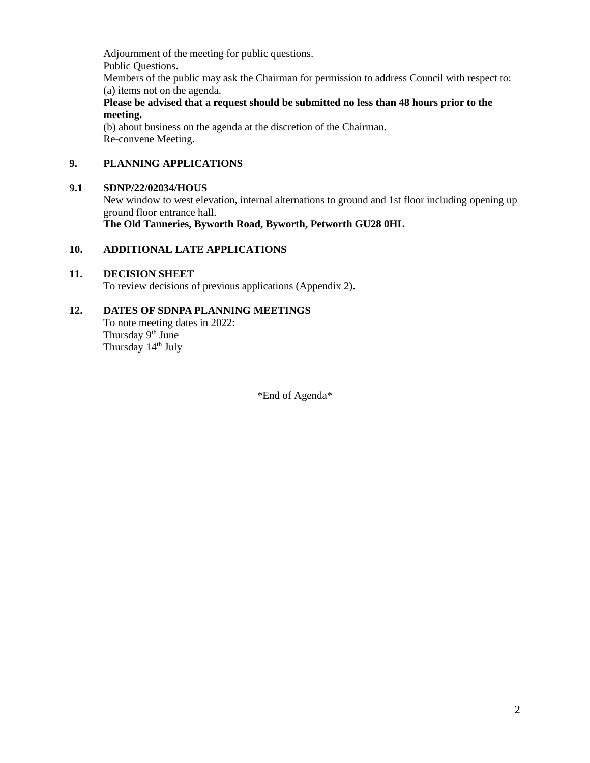Adjournment of the meeting for public questions.

Public Questions.

Members of the public may ask the Chairman for permission to address Council with respect to:

(a) items not on the agenda.

**Please be advised that a request should be submitted no less than 48 hours prior to the meeting.**

(b) about business on the agenda at the discretion of the Chairman.

Re-convene Meeting.

## 9. PLANNING APPLICATIONS

### 9.1 SDNP/22/02034/HOUS

New window to west elevation, internal alternations to ground and 1st floor including opening up ground floor entrance hall.

**The Old Tanneries, Byworth Road, Byworth, Petworth GU28 0HL**

## 10. ADDITIONAL LATE APPLICATIONS

## 11. DECISION SHEET

To review decisions of previous applications (Appendix 2).

## 12. DATES OF SDNPA PLANNING MEETINGS

To note meeting dates in 2022:

Thursday 9th June

Thursday 14th July

*End of Agenda*